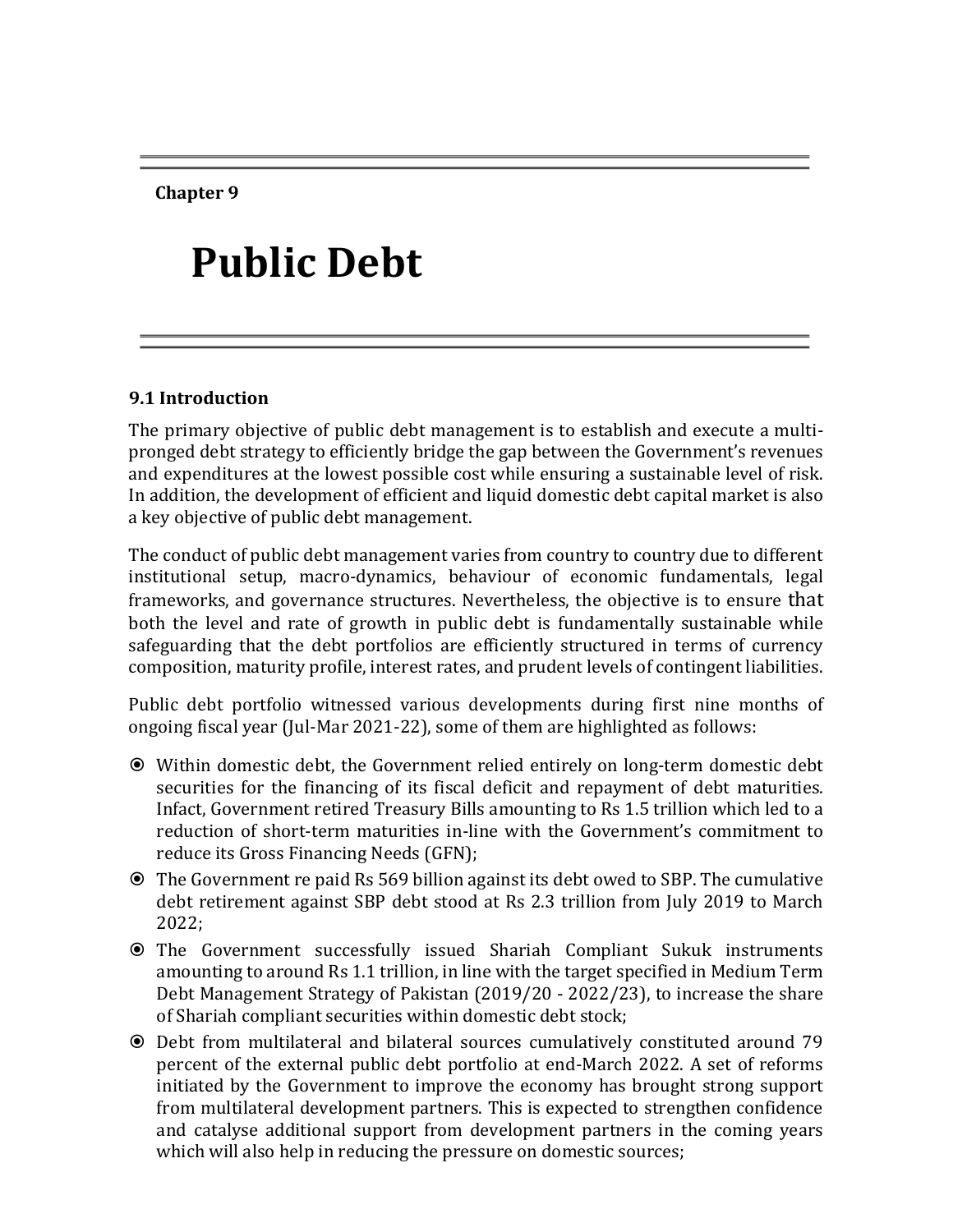Chapter 9

# Public Debt

## 9.1 Introduction

The primary objective of public debt management is to establish and execute a multi-pronged debt strategy to efficiently bridge the gap between the Government's revenues and expenditures at the lowest possible cost while ensuring a sustainable level of risk. In addition, the development of efficient and liquid domestic debt capital market is also a key objective of public debt management.

The conduct of public debt management varies from country to country due to different institutional setup, macro-dynamics, behaviour of economic fundamentals, legal frameworks, and governance structures. Nevertheless, the objective is to ensure that both the level and rate of growth in public debt is fundamentally sustainable while safeguarding that the debt portfolios are efficiently structured in terms of currency composition, maturity profile, interest rates, and prudent levels of contingent liabilities.

Public debt portfolio witnessed various developments during first nine months of ongoing fiscal year (Jul-Mar 2021-22), some of them are highlighted as follows:

- Within domestic debt, the Government relied entirely on long-term domestic debt securities for the financing of its fiscal deficit and repayment of debt maturities. Infact, Government retired Treasury Bills amounting to Rs 1.5 trillion which led to a reduction of short-term maturities in-line with the Government's commitment to reduce its Gross Financing Needs (GFN);
- The Government re paid Rs 569 billion against its debt owed to SBP. The cumulative debt retirement against SBP debt stood at Rs 2.3 trillion from July 2019 to March 2022;
- The Government successfully issued Shariah Compliant Sukuk instruments amounting to around Rs 1.1 trillion, in line with the target specified in Medium Term Debt Management Strategy of Pakistan (2019/20 - 2022/23), to increase the share of Shariah compliant securities within domestic debt stock;
- Debt from multilateral and bilateral sources cumulatively constituted around 79 percent of the external public debt portfolio at end-March 2022. A set of reforms initiated by the Government to improve the economy has brought strong support from multilateral development partners. This is expected to strengthen confidence and catalyse additional support from development partners in the coming years which will also help in reducing the pressure on domestic sources;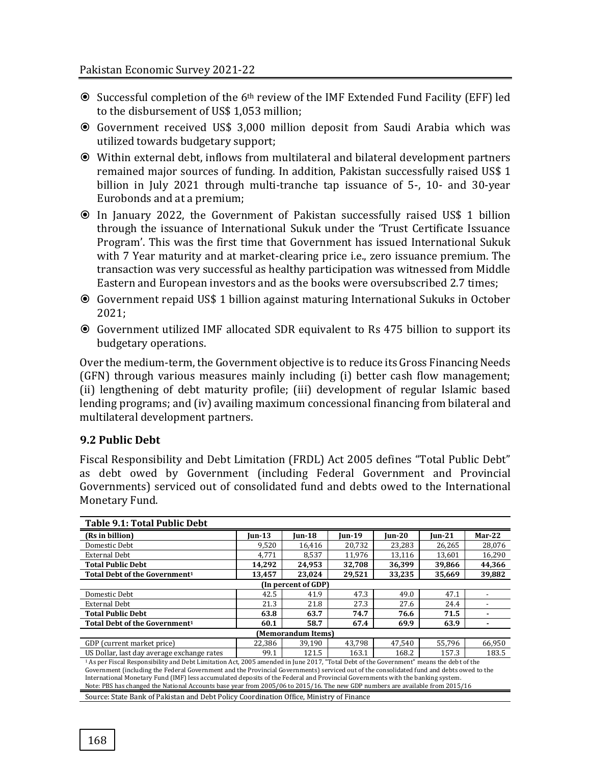- Successful completion of the 6th review of the IMF Extended Fund Facility (EFF) led to the disbursement of US$ 1,053 million;
- Government received US$ 3,000 million deposit from Saudi Arabia which was utilized towards budgetary support;
- Within external debt, inflows from multilateral and bilateral development partners remained major sources of funding. In addition, Pakistan successfully raised US$ 1 billion in July 2021 through multi-tranche tap issuance of 5-, 10- and 30-year Eurobonds and at a premium;
- In January 2022, the Government of Pakistan successfully raised US$ 1 billion through the issuance of International Sukuk under the 'Trust Certificate Issuance Program'. This was the first time that Government has issued International Sukuk with 7 Year maturity and at market-clearing price i.e., zero issuance premium. The transaction was very successful as healthy participation was witnessed from Middle Eastern and European investors and as the books were oversubscribed 2.7 times;
- Government repaid US$ 1 billion against maturing International Sukuks in October 2021;
- Government utilized IMF allocated SDR equivalent to Rs 475 billion to support its budgetary operations.

Over the medium-term, the Government objective is to reduce its Gross Financing Needs (GFN) through various measures mainly including (i) better cash flow management; (ii) lengthening of debt maturity profile; (iii) development of regular Islamic based lending programs; and (iv) availing maximum concessional financing from bilateral and multilateral development partners.

### 9.2 Public Debt

Fiscal Responsibility and Debt Limitation (FRDL) Act 2005 defines "Total Public Debt" as debt owed by Government (including Federal Government and Provincial Governments) serviced out of consolidated fund and debts owed to the International Monetary Fund.

**Table 9.1: Total Public Debt**

| (Rs in billion) | Jun-13 | Jun-18 | Jun-19 | Jun-20 | Jun-21 | Mar-22 |
|---|---|---|---|---|---|---|
| Domestic Debt | 9,520 | 16,416 | 20,732 | 23,283 | 26,265 | 28,076 |
| External Debt | 4,771 | 8,537 | 11,976 | 13,116 | 13,601 | 16,290 |
| **Total Public Debt** | **14,292** | **24,953** | **32,708** | **36,399** | **39,866** | **44,366** |
| **Total Debt of the Government[1]** | **13,457** | **23,024** | **29,521** | **33,235** | **35,669** | **39,882** |
| (In percent of GDP) | | | | | | |
| Domestic Debt | 42.5 | 41.9 | 47.3 | 49.0 | 47.1 | - |
| External Debt | 21.3 | 21.8 | 27.3 | 27.6 | 24.4 | - |
| **Total Public Debt** | **63.8** | **63.7** | **74.7** | **76.6** | **71.5** | **-** |
| **Total Debt of the Government[1]** | **60.1** | **58.7** | **67.4** | **69.9** | **63.9** | **-** |
| (Memorandum Items) | | | | | | |
| GDP (current market price) | 22,386 | 39,190 | 43,798 | 47,540 | 55,796 | 66,950 |
| US Dollar, last day average exchange rates | 99.1 | 121.5 | 163.1 | 168.2 | 157.3 | 183.5 |

[1] As per Fiscal Responsibility and Debt Limitation Act, 2005 amended in June 2017, "Total Debt of the Government" means the debt of the Government (including the Federal Government and the Provincial Governments) serviced out of the consolidated fund and debts owed to the International Monetary Fund (IMF) less accumulated deposits of the Federal and Provincial Governments with the banking system.
Note: PBS has changed the National Accounts base year from 2005/06 to 2015/16. The new GDP numbers are available from 2015/16

Source: State Bank of Pakistan and Debt Policy Coordination Office, Ministry of Finance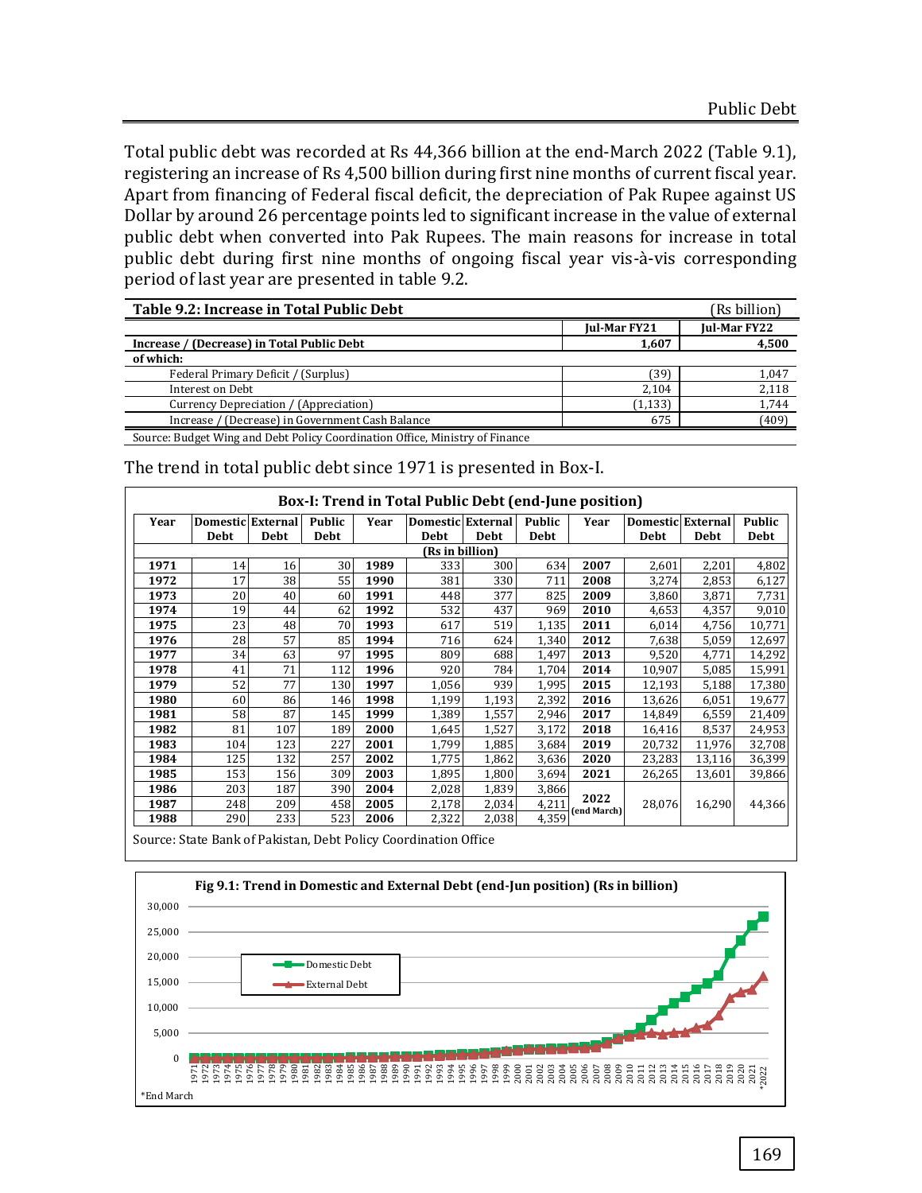Total public debt was recorded at Rs 44,366 billion at the end-March 2022 (Table 9.1), registering an increase of Rs 4,500 billion during first nine months of current fiscal year. Apart from financing of Federal fiscal deficit, the depreciation of Pak Rupee against US Dollar by around 26 percentage points led to significant increase in the value of external public debt when converted into Pak Rupees. The main reasons for increase in total public debt during first nine months of ongoing fiscal year vis-à-vis corresponding period of last year are presented in table 9.2.

**Table 9.2: Increase in Total Public Debt** (Rs billion)

| | Jul-Mar FY21 | Jul-Mar FY22 |
|---|---|---|
| **Increase / (Decrease) in Total Public Debt** | **1,607** | **4,500** |
| **of which:** | | |
| Federal Primary Deficit / (Surplus) | (39) | 1,047 |
| Interest on Debt | 2,104 | 2,118 |
| Currency Depreciation / (Appreciation) | (1,133) | 1,744 |
| Increase / (Decrease) in Government Cash Balance | 675 | (409) |

Source: Budget Wing and Debt Policy Coordination Office, Ministry of Finance

The trend in total public debt since 1971 is presented in Box-I.

**Box-I: Trend in Total Public Debt (end-June position)**

(Rs in billion)

| Year | Domestic Debt | External Debt | Public Debt | Year | Domestic Debt | External Debt | Public Debt | Year | Domestic Debt | External Debt | Public Debt |
|---|---|---|---|---|---|---|---|---|---|---|---|
| **1971** | 14 | 16 | 30 | **1989** | 333 | 300 | 634 | **2007** | 2,601 | 2,201 | 4,802 |
| **1972** | 17 | 38 | 55 | **1990** | 381 | 330 | 711 | **2008** | 3,274 | 2,853 | 6,127 |
| **1973** | 20 | 40 | 60 | **1991** | 448 | 377 | 825 | **2009** | 3,860 | 3,871 | 7,731 |
| **1974** | 19 | 44 | 62 | **1992** | 532 | 437 | 969 | **2010** | 4,653 | 4,357 | 9,010 |
| **1975** | 23 | 48 | 70 | **1993** | 617 | 519 | 1,135 | **2011** | 6,014 | 4,756 | 10,771 |
| **1976** | 28 | 57 | 85 | **1994** | 716 | 624 | 1,340 | **2012** | 7,638 | 5,059 | 12,697 |
| **1977** | 34 | 63 | 97 | **1995** | 809 | 688 | 1,497 | **2013** | 9,520 | 4,771 | 14,292 |
| **1978** | 41 | 71 | 112 | **1996** | 920 | 784 | 1,704 | **2014** | 10,907 | 5,085 | 15,991 |
| **1979** | 52 | 77 | 130 | **1997** | 1,056 | 939 | 1,995 | **2015** | 12,193 | 5,188 | 17,380 |
| **1980** | 60 | 86 | 146 | **1998** | 1,199 | 1,193 | 2,392 | **2016** | 13,626 | 6,051 | 19,677 |
| **1981** | 58 | 87 | 145 | **1999** | 1,389 | 1,557 | 2,946 | **2017** | 14,849 | 6,559 | 21,409 |
| **1982** | 81 | 107 | 189 | **2000** | 1,645 | 1,527 | 3,172 | **2018** | 16,416 | 8,537 | 24,953 |
| **1983** | 104 | 123 | 227 | **2001** | 1,799 | 1,885 | 3,684 | **2019** | 20,732 | 11,976 | 32,708 |
| **1984** | 125 | 132 | 257 | **2002** | 1,775 | 1,862 | 3,636 | **2020** | 23,283 | 13,116 | 36,399 |
| **1985** | 153 | 156 | 309 | **2003** | 1,895 | 1,800 | 3,694 | **2021** | 26,265 | 13,601 | 39,866 |
| **1986** | 203 | 187 | 390 | **2004** | 2,028 | 1,839 | 3,866 | **2022 (end March)** | 28,076 | 16,290 | 44,366 |
| **1987** | 248 | 209 | 458 | **2005** | 2,178 | 2,034 | 4,211 | | | | |
| **1988** | 290 | 233 | 523 | **2006** | 2,322 | 2,038 | 4,359 | | | | |

Source: State Bank of Pakistan, Debt Policy Coordination Office

**Fig 9.1: Trend in Domestic and External Debt (end-Jun position) (Rs in billion)**

*End March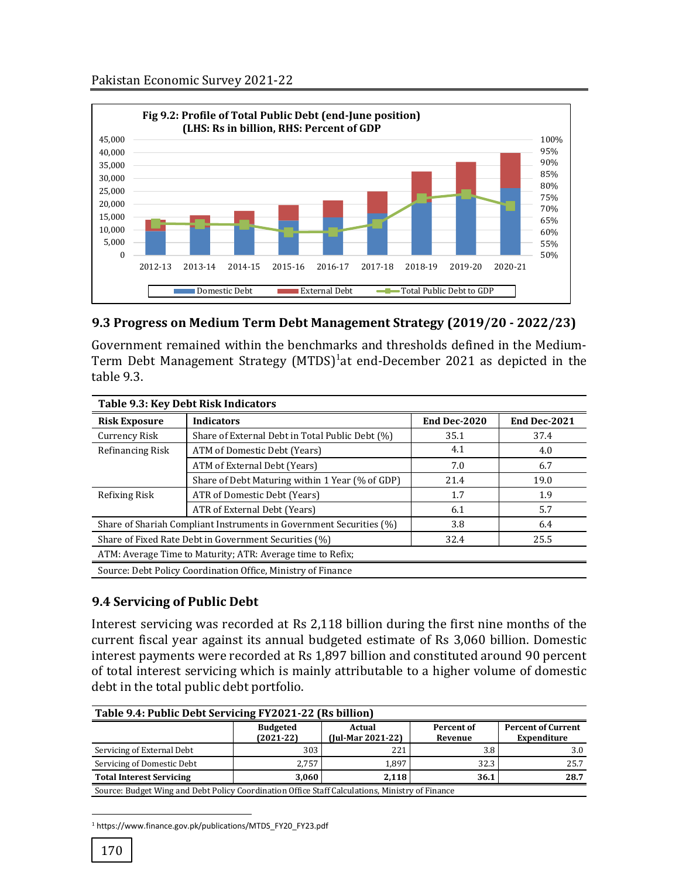**Fig 9.2: Profile of Total Public Debt (end-June position) (LHS: Rs in billion, RHS: Percent of GDP**

## 9.3 Progress on Medium Term Debt Management Strategy (2019/20 - 2022/23)

Government remained within the benchmarks and thresholds defined in the Medium-Term Debt Management Strategy (MTDS)[1] at end-December 2021 as depicted in the table 9.3.

**Table 9.3: Key Debt Risk Indicators**

| Risk Exposure | Indicators | End Dec-2020 | End Dec-2021 |
|---|---|---|---|
| Currency Risk | Share of External Debt in Total Public Debt (%) | 35.1 | 37.4 |
| Refinancing Risk | ATM of Domestic Debt (Years) | 4.1 | 4.0 |
| | ATM of External Debt (Years) | 7.0 | 6.7 |
| | Share of Debt Maturing within 1 Year (% of GDP) | 21.4 | 19.0 |
| Refixing Risk | ATR of Domestic Debt (Years) | 1.7 | 1.9 |
| | ATR of External Debt (Years) | 6.1 | 5.7 |
| Share of Shariah Compliant Instruments in Government Securities (%) | | 3.8 | 6.4 |
| Share of Fixed Rate Debt in Government Securities (%) | | 32.4 | 25.5 |

ATM: Average Time to Maturity; ATR: Average time to Refix;

Source: Debt Policy Coordination Office, Ministry of Finance

## 9.4 Servicing of Public Debt

Interest servicing was recorded at Rs 2,118 billion during the first nine months of the current fiscal year against its annual budgeted estimate of Rs 3,060 billion. Domestic interest payments were recorded at Rs 1,897 billion and constituted around 90 percent of total interest servicing which is mainly attributable to a higher volume of domestic debt in the total public debt portfolio.

**Table 9.4: Public Debt Servicing FY2021-22 (Rs billion)**

| | Budgeted (2021-22) | Actual (Jul-Mar 2021-22) | Percent of Revenue | Percent of Current Expenditure |
|---|---|---|---|---|
| Servicing of External Debt | 303 | 221 | 3.8 | 3.0 |
| Servicing of Domestic Debt | 2,757 | 1,897 | 32.3 | 25.7 |
| **Total Interest Servicing** | **3,060** | **2,118** | **36.1** | **28.7** |

Source: Budget Wing and Debt Policy Coordination Office Staff Calculations, Ministry of Finance

[1] https://www.finance.gov.pk/publications/MTDS_FY20_FY23.pdf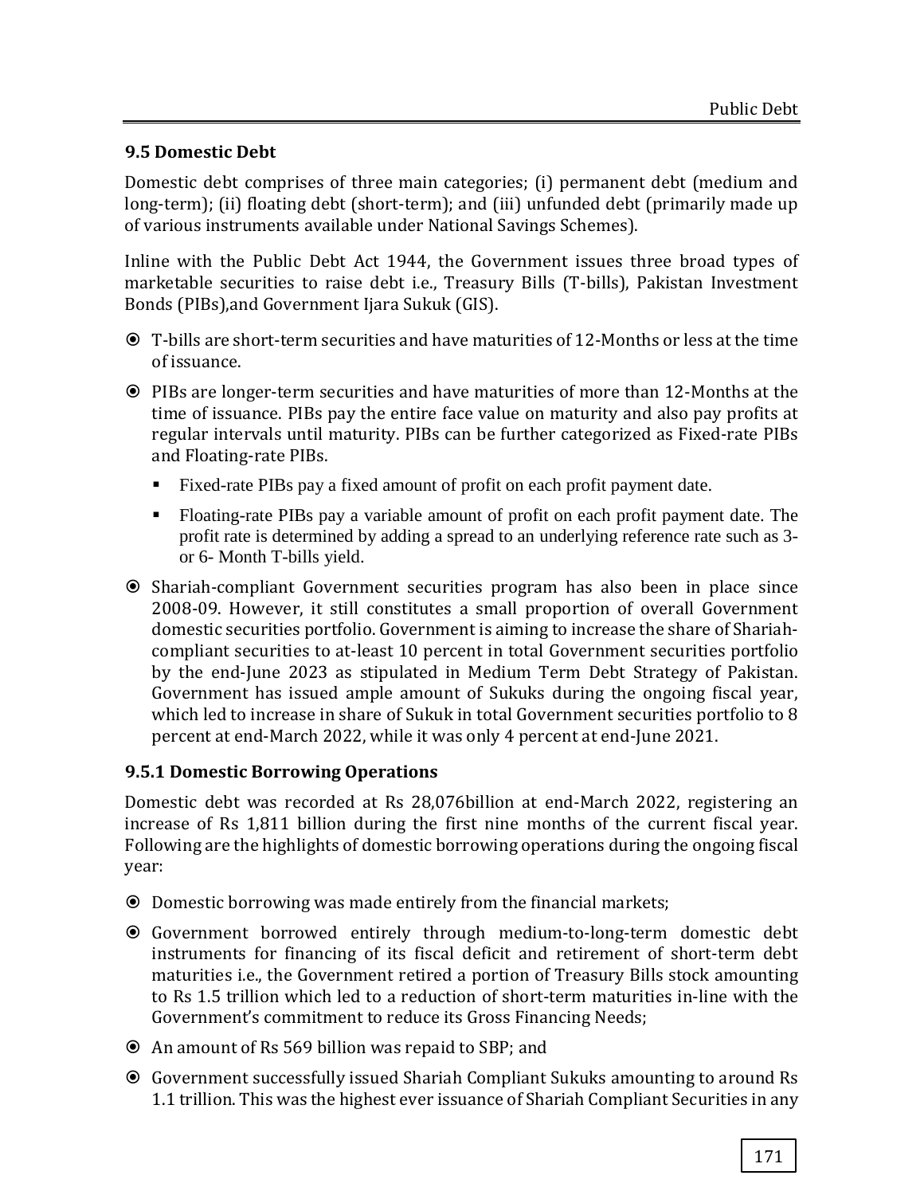### 9.5 Domestic Debt

Domestic debt comprises of three main categories; (i) permanent debt (medium and long-term); (ii) floating debt (short-term); and (iii) unfunded debt (primarily made up of various instruments available under National Savings Schemes).

Inline with the Public Debt Act 1944, the Government issues three broad types of marketable securities to raise debt i.e., Treasury Bills (T-bills), Pakistan Investment Bonds (PIBs),and Government Ijara Sukuk (GIS).

- T-bills are short-term securities and have maturities of 12-Months or less at the time of issuance.
- PIBs are longer-term securities and have maturities of more than 12-Months at the time of issuance. PIBs pay the entire face value on maturity and also pay profits at regular intervals until maturity. PIBs can be further categorized as Fixed-rate PIBs and Floating-rate PIBs.
  - Fixed-rate PIBs pay a fixed amount of profit on each profit payment date.
  - Floating-rate PIBs pay a variable amount of profit on each profit payment date. The profit rate is determined by adding a spread to an underlying reference rate such as 3- or 6- Month T-bills yield.
- Shariah-compliant Government securities program has also been in place since 2008-09. However, it still constitutes a small proportion of overall Government domestic securities portfolio. Government is aiming to increase the share of Shariah-compliant securities to at-least 10 percent in total Government securities portfolio by the end-June 2023 as stipulated in Medium Term Debt Strategy of Pakistan. Government has issued ample amount of Sukuks during the ongoing fiscal year, which led to increase in share of Sukuk in total Government securities portfolio to 8 percent at end-March 2022, while it was only 4 percent at end-June 2021.

### 9.5.1 Domestic Borrowing Operations

Domestic debt was recorded at Rs 28,076billion at end-March 2022, registering an increase of Rs 1,811 billion during the first nine months of the current fiscal year. Following are the highlights of domestic borrowing operations during the ongoing fiscal year:

- Domestic borrowing was made entirely from the financial markets;
- Government borrowed entirely through medium-to-long-term domestic debt instruments for financing of its fiscal deficit and retirement of short-term debt maturities i.e., the Government retired a portion of Treasury Bills stock amounting to Rs 1.5 trillion which led to a reduction of short-term maturities in-line with the Government's commitment to reduce its Gross Financing Needs;
- An amount of Rs 569 billion was repaid to SBP; and
- Government successfully issued Shariah Compliant Sukuks amounting to around Rs 1.1 trillion. This was the highest ever issuance of Shariah Compliant Securities in any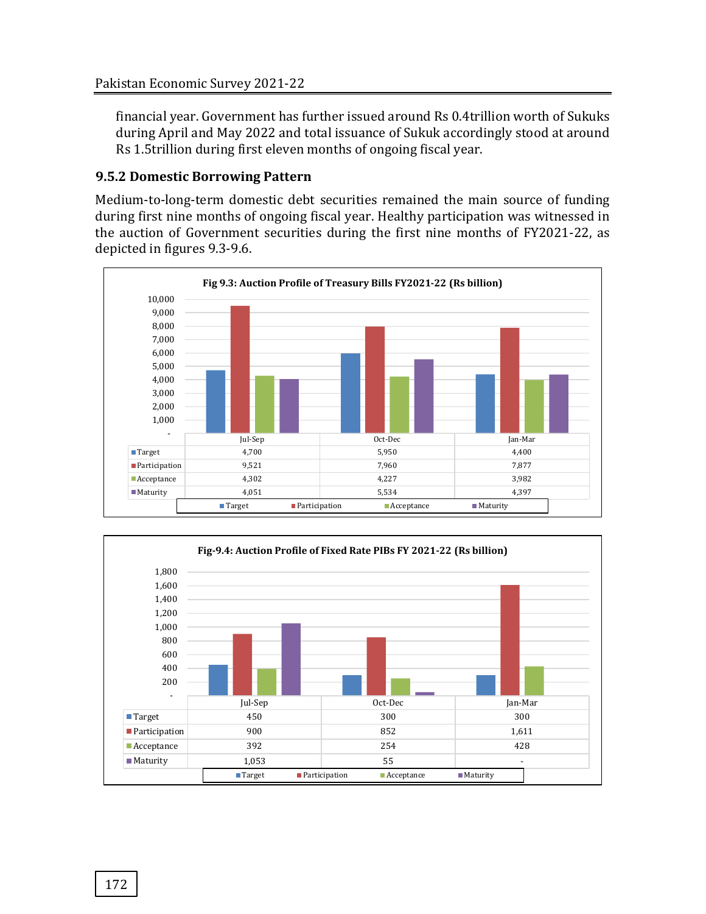financial year. Government has further issued around Rs 0.4trillion worth of Sukuks during April and May 2022 and total issuance of Sukuk accordingly stood at around Rs 1.5trillion during first eleven months of ongoing fiscal year.

### 9.5.2 Domestic Borrowing Pattern

Medium-to-long-term domestic debt securities remained the main source of funding during first nine months of ongoing fiscal year. Healthy participation was witnessed in the auction of Government securities during the first nine months of FY2021-22, as depicted in figures 9.3-9.6.

**Fig 9.3: Auction Profile of Treasury Bills FY2021-22 (Rs billion)**

| | Jul-Sep | Oct-Dec | Jan-Mar |
|---|---|---|---|
| Target | 4,700 | 5,950 | 4,400 |
| Participation | 9,521 | 7,960 | 7,877 |
| Acceptance | 4,302 | 4,227 | 3,982 |
| Maturity | 4,051 | 5,534 | 4,397 |

**Fig-9.4: Auction Profile of Fixed Rate PIBs FY 2021-22 (Rs billion)**

| | Jul-Sep | Oct-Dec | Jan-Mar |
|---|---|---|---|
| Target | 450 | 300 | 300 |
| Participation | 900 | 852 | 1,611 |
| Acceptance | 392 | 254 | 428 |
| Maturity | 1,053 | 55 | - |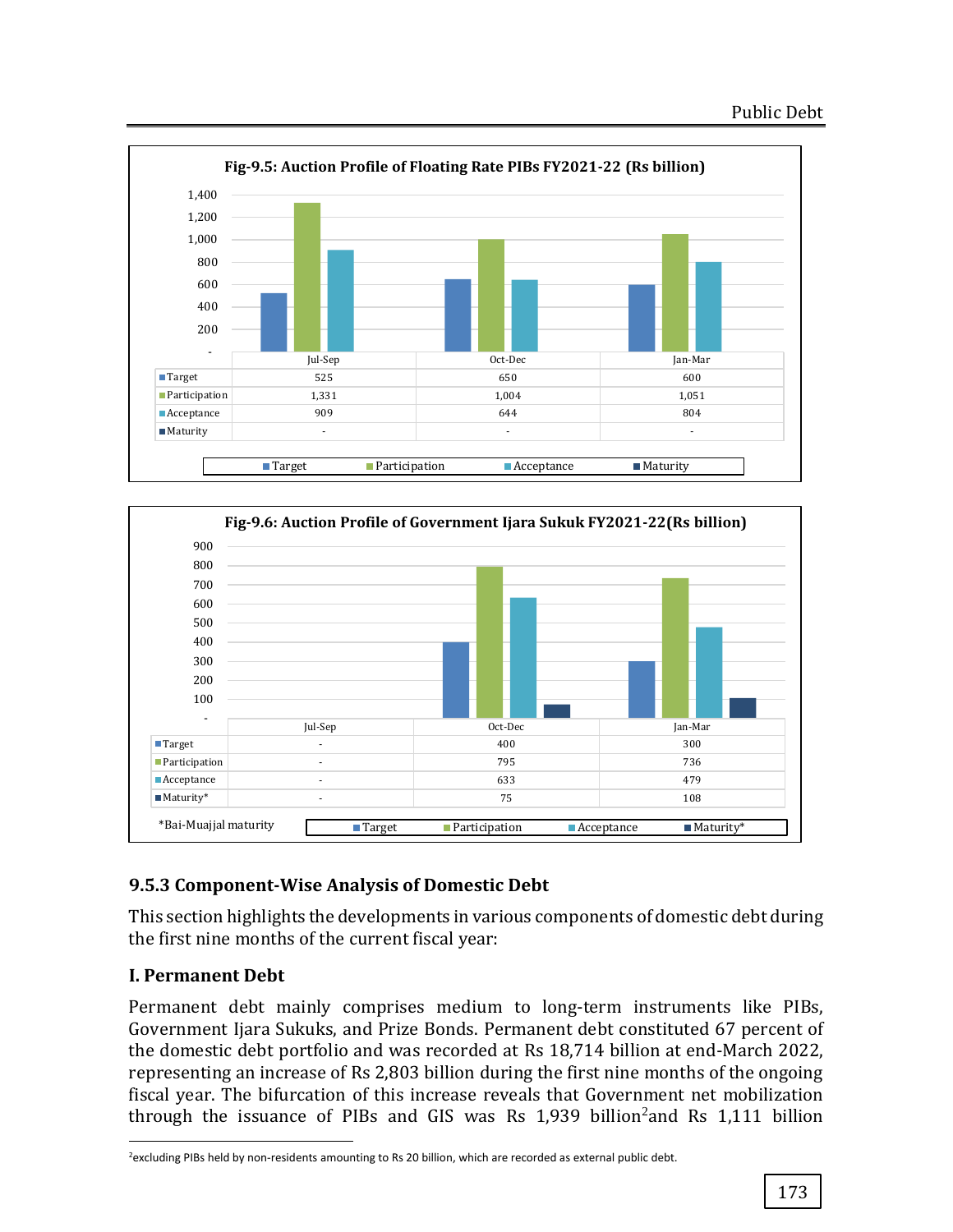**Fig-9.5: Auction Profile of Floating Rate PIBs FY2021-22 (Rs billion)**

| | Jul-Sep | Oct-Dec | Jan-Mar |
|---|---|---|---|
| Target | 525 | 650 | 600 |
| Participation | 1,331 | 1,004 | 1,051 |
| Acceptance | 909 | 644 | 804 |
| Maturity | - | - | - |

**Fig-9.6: Auction Profile of Government Ijara Sukuk FY2021-22(Rs billion)**

| | Jul-Sep | Oct-Dec | Jan-Mar |
|---|---|---|---|
| Target | - | 400 | 300 |
| Participation | - | 795 | 736 |
| Acceptance | - | 633 | 479 |
| Maturity* | - | 75 | 108 |

*Bai-Muajjal maturity

### 9.5.3 Component-Wise Analysis of Domestic Debt

This section highlights the developments in various components of domestic debt during the first nine months of the current fiscal year:

#### I. Permanent Debt

Permanent debt mainly comprises medium to long-term instruments like PIBs, Government Ijara Sukuks, and Prize Bonds. Permanent debt constituted 67 percent of the domestic debt portfolio and was recorded at Rs 18,714 billion at end-March 2022, representing an increase of Rs 2,803 billion during the first nine months of the ongoing fiscal year. The bifurcation of this increase reveals that Government net mobilization through the issuance of PIBs and GIS was Rs 1,939 billion[2] and Rs 1,111 billion

[2] excluding PIBs held by non-residents amounting to Rs 20 billion, which are recorded as external public debt.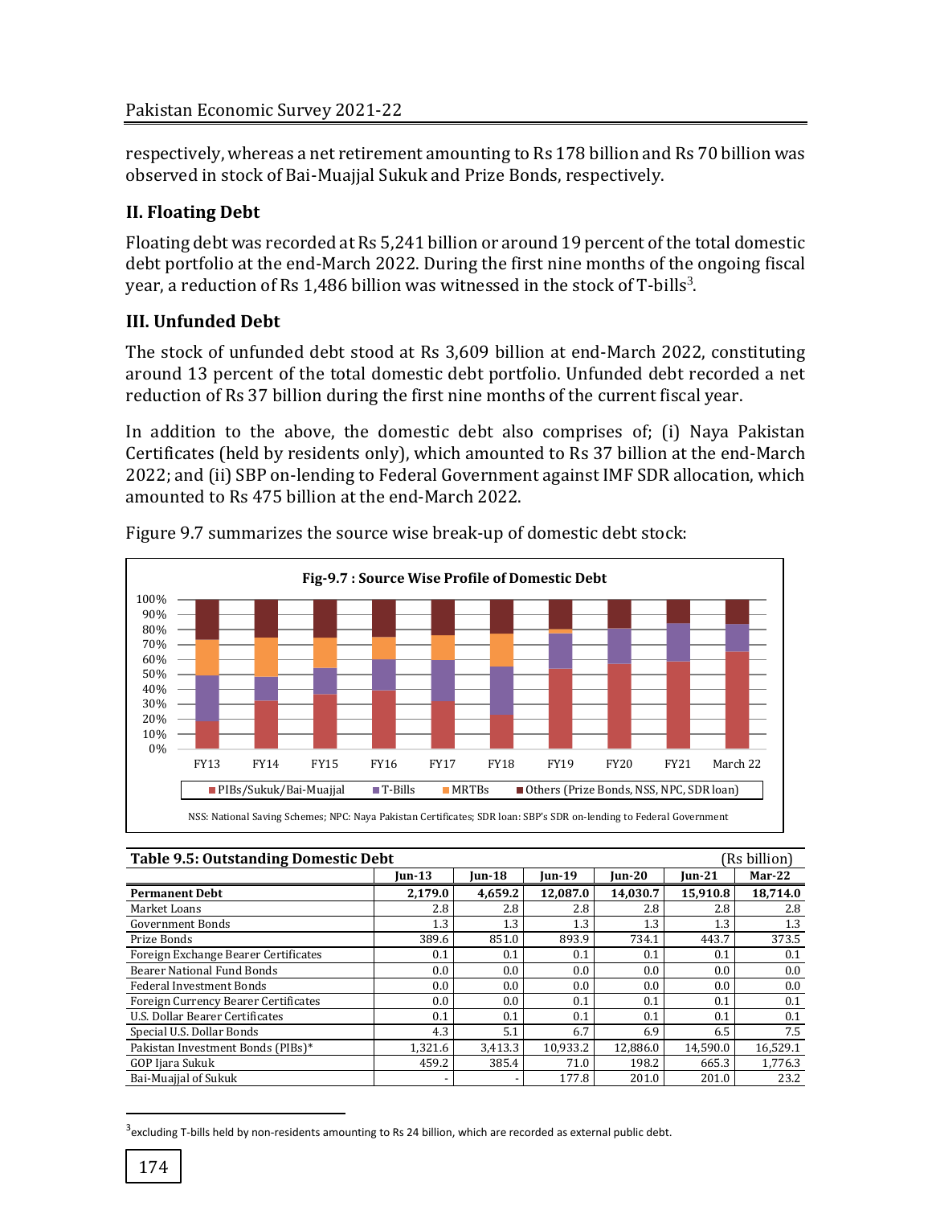respectively, whereas a net retirement amounting to Rs 178 billion and Rs 70 billion was observed in stock of Bai-Muajjal Sukuk and Prize Bonds, respectively.

### II. Floating Debt

Floating debt was recorded at Rs 5,241 billion or around 19 percent of the total domestic debt portfolio at the end-March 2022. During the first nine months of the ongoing fiscal year, a reduction of Rs 1,486 billion was witnessed in the stock of T-bills[3].

### III. Unfunded Debt

The stock of unfunded debt stood at Rs 3,609 billion at end-March 2022, constituting around 13 percent of the total domestic debt portfolio. Unfunded debt recorded a net reduction of Rs 37 billion during the first nine months of the current fiscal year.

In addition to the above, the domestic debt also comprises of; (i) Naya Pakistan Certificates (held by residents only), which amounted to Rs 37 billion at the end-March 2022; and (ii) SBP on-lending to Federal Government against IMF SDR allocation, which amounted to Rs 475 billion at the end-March 2022.

Figure 9.7 summarizes the source wise break-up of domestic debt stock:

**Fig-9.7 : Source Wise Profile of Domestic Debt**

NSS: National Saving Schemes; NPC: Naya Pakistan Certificates; SDR loan: SBP's SDR on-lending to Federal Government

**Table 9.5: Outstanding Domestic Debt** (Rs billion)

| | Jun-13 | Jun-18 | Jun-19 | Jun-20 | Jun-21 | Mar-22 |
|---|---|---|---|---|---|---|
| **Permanent Debt** | **2,179.0** | **4,659.2** | **12,087.0** | **14,030.7** | **15,910.8** | **18,714.0** |
| Market Loans | 2.8 | 2.8 | 2.8 | 2.8 | 2.8 | 2.8 |
| Government Bonds | 1.3 | 1.3 | 1.3 | 1.3 | 1.3 | 1.3 |
| Prize Bonds | 389.6 | 851.0 | 893.9 | 734.1 | 443.7 | 373.5 |
| Foreign Exchange Bearer Certificates | 0.1 | 0.1 | 0.1 | 0.1 | 0.1 | 0.1 |
| Bearer National Fund Bonds | 0.0 | 0.0 | 0.0 | 0.0 | 0.0 | 0.0 |
| Federal Investment Bonds | 0.0 | 0.0 | 0.0 | 0.0 | 0.0 | 0.0 |
| Foreign Currency Bearer Certificates | 0.0 | 0.0 | 0.1 | 0.1 | 0.1 | 0.1 |
| U.S. Dollar Bearer Certificates | 0.1 | 0.1 | 0.1 | 0.1 | 0.1 | 0.1 |
| Special U.S. Dollar Bonds | 4.3 | 5.1 | 6.7 | 6.9 | 6.5 | 7.5 |
| Pakistan Investment Bonds (PIBs)* | 1,321.6 | 3,413.3 | 10,933.2 | 12,886.0 | 14,590.0 | 16,529.1 |
| GOP Ijara Sukuk | 459.2 | 385.4 | 71.0 | 198.2 | 665.3 | 1,776.3 |
| Bai-Muajjal of Sukuk | - | - | 177.8 | 201.0 | 201.0 | 23.2 |

[3] excluding T-bills held by non-residents amounting to Rs 24 billion, which are recorded as external public debt.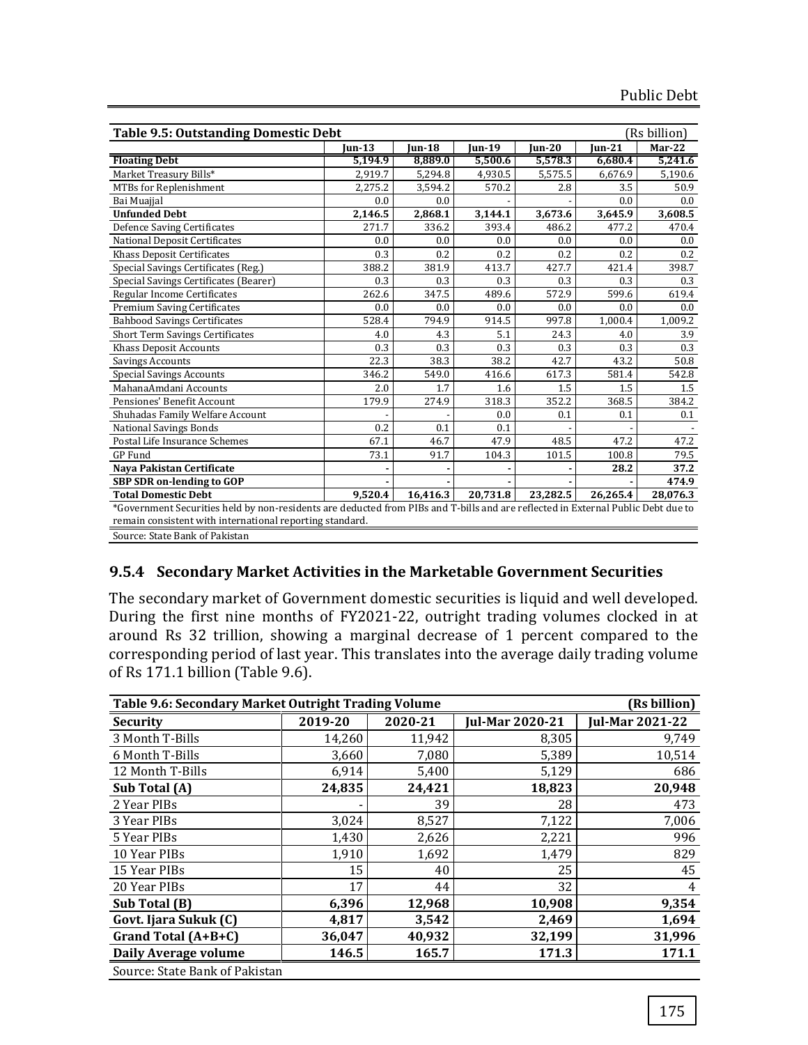| Table 9.5: Outstanding Domestic Debt | | | | | | (Rs billion) |
|---|---|---|---|---|---|---|
| | Jun-13 | Jun-18 | Jun-19 | Jun-20 | Jun-21 | Mar-22 |
| **Floating Debt** | **5,194.9** | **8,889.0** | **5,500.6** | **5,578.3** | **6,680.4** | **5,241.6** |
| Market Treasury Bills* | 2,919.7 | 5,294.8 | 4,930.5 | 5,575.5 | 6,676.9 | 5,190.6 |
| MTBs for Replenishment | 2,275.2 | 3,594.2 | 570.2 | 2.8 | 3.5 | 50.9 |
| Bai Muajjal | 0.0 | 0.0 | - | - | 0.0 | 0.0 |
| **Unfunded Debt** | **2,146.5** | **2,868.1** | **3,144.1** | **3,673.6** | **3,645.9** | **3,608.5** |
| Defence Saving Certificates | 271.7 | 336.2 | 393.4 | 486.2 | 477.2 | 470.4 |
| National Deposit Certificates | 0.0 | 0.0 | 0.0 | 0.0 | 0.0 | 0.0 |
| Khass Deposit Certificates | 0.3 | 0.2 | 0.2 | 0.2 | 0.2 | 0.2 |
| Special Savings Certificates (Reg.) | 388.2 | 381.9 | 413.7 | 427.7 | 421.4 | 398.7 |
| Special Savings Certificates (Bearer) | 0.3 | 0.3 | 0.3 | 0.3 | 0.3 | 0.3 |
| Regular Income Certificates | 262.6 | 347.5 | 489.6 | 572.9 | 599.6 | 619.4 |
| Premium Saving Certificates | 0.0 | 0.0 | 0.0 | 0.0 | 0.0 | 0.0 |
| Bahbood Savings Certificates | 528.4 | 794.9 | 914.5 | 997.8 | 1,000.4 | 1,009.2 |
| Short Term Savings Certificates | 4.0 | 4.3 | 5.1 | 24.3 | 4.0 | 3.9 |
| Khass Deposit Accounts | 0.3 | 0.3 | 0.3 | 0.3 | 0.3 | 0.3 |
| Savings Accounts | 22.3 | 38.3 | 38.2 | 42.7 | 43.2 | 50.8 |
| Special Savings Accounts | 346.2 | 549.0 | 416.6 | 617.3 | 581.4 | 542.8 |
| MahanaAmdani Accounts | 2.0 | 1.7 | 1.6 | 1.5 | 1.5 | 1.5 |
| Pensiones' Benefit Account | 179.9 | 274.9 | 318.3 | 352.2 | 368.5 | 384.2 |
| Shuhadas Family Welfare Account | - | - | 0.0 | 0.1 | 0.1 | 0.1 |
| National Savings Bonds | 0.2 | 0.1 | 0.1 | - | - | - |
| Postal Life Insurance Schemes | 67.1 | 46.7 | 47.9 | 48.5 | 47.2 | 47.2 |
| GP Fund | 73.1 | 91.7 | 104.3 | 101.5 | 100.8 | 79.5 |
| **Naya Pakistan Certificate** | - | - | - | - | **28.2** | **37.2** |
| **SBP SDR on-lending to GOP** | - | - | - | - | - | **474.9** |
| **Total Domestic Debt** | **9,520.4** | **16,416.3** | **20,731.8** | **23,282.5** | **26,265.4** | **28,076.3** |

*Government Securities held by non-residents are deducted from PIBs and T-bills and are reflected in External Public Debt due to remain consistent with international reporting standard.

Source: State Bank of Pakistan

### 9.5.4 Secondary Market Activities in the Marketable Government Securities

The secondary market of Government domestic securities is liquid and well developed. During the first nine months of FY2021-22, outright trading volumes clocked in at around Rs 32 trillion, showing a marginal decrease of 1 percent compared to the corresponding period of last year. This translates into the average daily trading volume of Rs 171.1 billion (Table 9.6).

| Table 9.6: Secondary Market Outright Trading Volume | | | | (Rs billion) |
|---|---|---|---|---|
| **Security** | **2019-20** | **2020-21** | **Jul-Mar 2020-21** | **Jul-Mar 2021-22** |
| 3 Month T-Bills | 14,260 | 11,942 | 8,305 | 9,749 |
| 6 Month T-Bills | 3,660 | 7,080 | 5,389 | 10,514 |
| 12 Month T-Bills | 6,914 | 5,400 | 5,129 | 686 |
| **Sub Total (A)** | **24,835** | **24,421** | **18,823** | **20,948** |
| 2 Year PIBs | - | 39 | 28 | 473 |
| 3 Year PIBs | 3,024 | 8,527 | 7,122 | 7,006 |
| 5 Year PIBs | 1,430 | 2,626 | 2,221 | 996 |
| 10 Year PIBs | 1,910 | 1,692 | 1,479 | 829 |
| 15 Year PIBs | 15 | 40 | 25 | 45 |
| 20 Year PIBs | 17 | 44 | 32 | 4 |
| **Sub Total (B)** | **6,396** | **12,968** | **10,908** | **9,354** |
| **Govt. Ijara Sukuk (C)** | **4,817** | **3,542** | **2,469** | **1,694** |
| **Grand Total (A+B+C)** | **36,047** | **40,932** | **32,199** | **31,996** |
| **Daily Average volume** | **146.5** | **165.7** | **171.3** | **171.1** |

Source: State Bank of Pakistan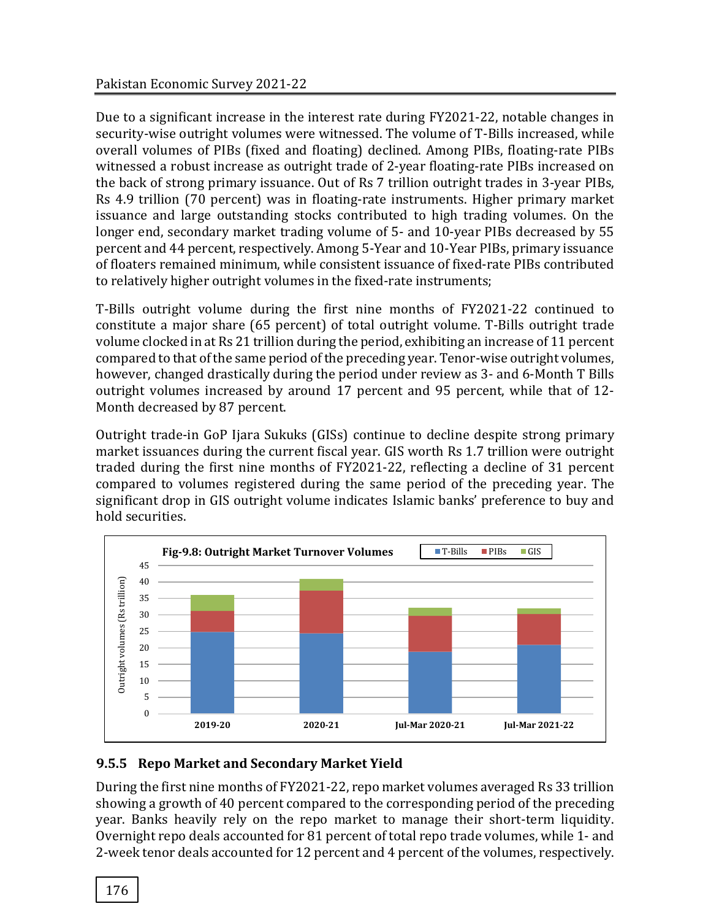Due to a significant increase in the interest rate during FY2021-22, notable changes in security-wise outright volumes were witnessed. The volume of T-Bills increased, while overall volumes of PIBs (fixed and floating) declined. Among PIBs, floating-rate PIBs witnessed a robust increase as outright trade of 2-year floating-rate PIBs increased on the back of strong primary issuance. Out of Rs 7 trillion outright trades in 3-year PIBs, Rs 4.9 trillion (70 percent) was in floating-rate instruments. Higher primary market issuance and large outstanding stocks contributed to high trading volumes. On the longer end, secondary market trading volume of 5- and 10-year PIBs decreased by 55 percent and 44 percent, respectively. Among 5-Year and 10-Year PIBs, primary issuance of floaters remained minimum, while consistent issuance of fixed-rate PIBs contributed to relatively higher outright volumes in the fixed-rate instruments;

T-Bills outright volume during the first nine months of FY2021-22 continued to constitute a major share (65 percent) of total outright volume. T-Bills outright trade volume clocked in at Rs 21 trillion during the period, exhibiting an increase of 11 percent compared to that of the same period of the preceding year. Tenor-wise outright volumes, however, changed drastically during the period under review as 3- and 6-Month T Bills outright volumes increased by around 17 percent and 95 percent, while that of 12-Month decreased by 87 percent.

Outright trade-in GoP Ijara Sukuks (GISs) continue to decline despite strong primary market issuances during the current fiscal year. GIS worth Rs 1.7 trillion were outright traded during the first nine months of FY2021-22, reflecting a decline of 31 percent compared to volumes registered during the same period of the preceding year. The significant drop in GIS outright volume indicates Islamic banks' preference to buy and hold securities.

**Fig-9.8: Outright Market Turnover Volumes**

### 9.5.5 Repo Market and Secondary Market Yield

During the first nine months of FY2021-22, repo market volumes averaged Rs 33 trillion showing a growth of 40 percent compared to the corresponding period of the preceding year. Banks heavily rely on the repo market to manage their short-term liquidity. Overnight repo deals accounted for 81 percent of total repo trade volumes, while 1- and 2-week tenor deals accounted for 12 percent and 4 percent of the volumes, respectively.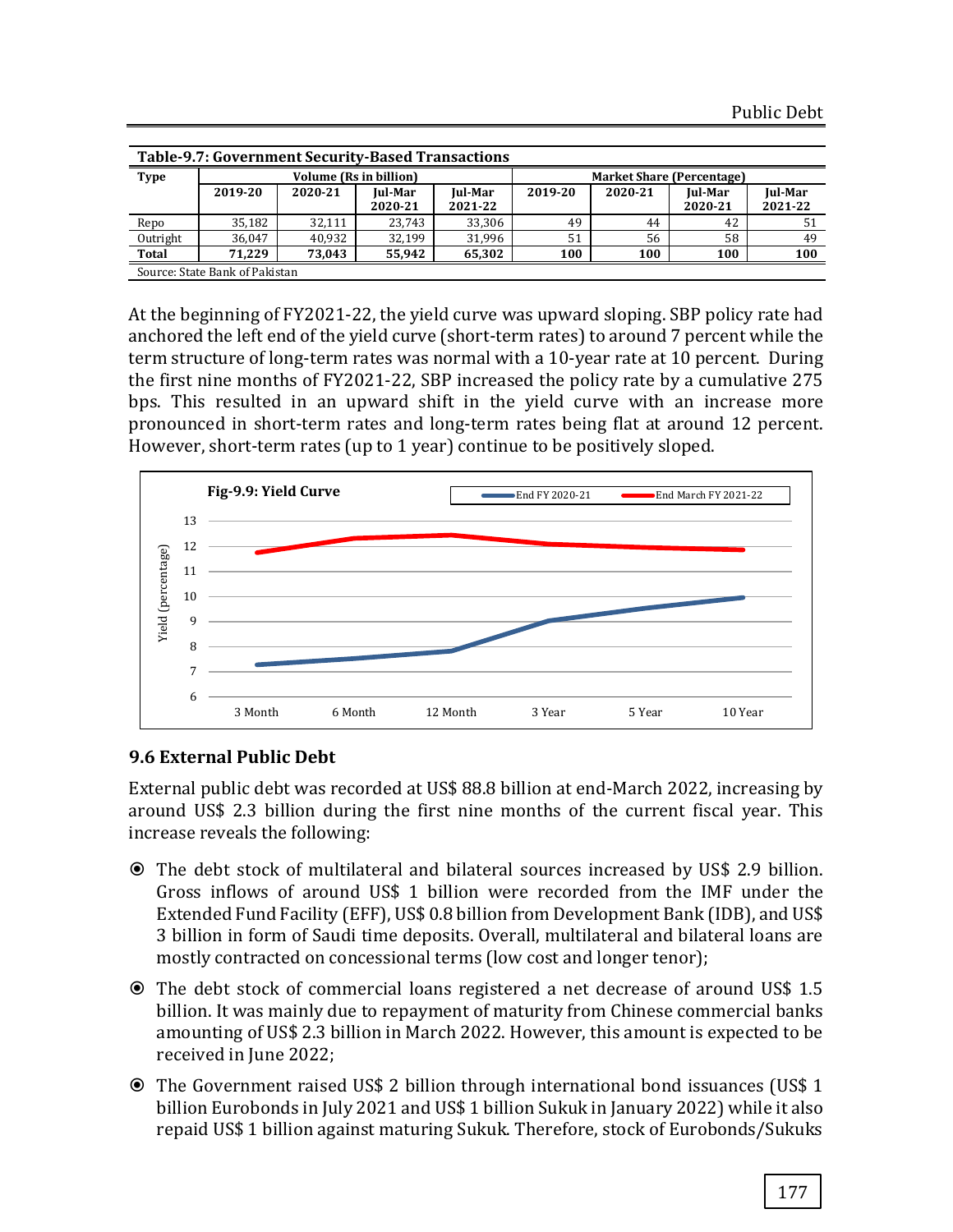**Table-9.7: Government Security-Based Transactions**

| Type | Volume (Rs in billion) | | | | Market Share (Percentage) | | | |
|---|---|---|---|---|---|---|---|---|
| | 2019-20 | 2020-21 | Jul-Mar 2020-21 | Jul-Mar 2021-22 | 2019-20 | 2020-21 | Jul-Mar 2020-21 | Jul-Mar 2021-22 |
| Repo | 35,182 | 32,111 | 23,743 | 33,306 | 49 | 44 | 42 | 51 |
| Outright | 36,047 | 40,932 | 32,199 | 31,996 | 51 | 56 | 58 | 49 |
| **Total** | **71,229** | **73,043** | **55,942** | **65,302** | **100** | **100** | **100** | **100** |

Source: State Bank of Pakistan

At the beginning of FY2021-22, the yield curve was upward sloping. SBP policy rate had anchored the left end of the yield curve (short-term rates) to around 7 percent while the term structure of long-term rates was normal with a 10-year rate at 10 percent. During the first nine months of FY2021-22, SBP increased the policy rate by a cumulative 275 bps. This resulted in an upward shift in the yield curve with an increase more pronounced in short-term rates and long-term rates being flat at around 12 percent. However, short-term rates (up to 1 year) continue to be positively sloped.

**Fig-9.9: Yield Curve**

## 9.6 External Public Debt

External public debt was recorded at US$ 88.8 billion at end-March 2022, increasing by around US$ 2.3 billion during the first nine months of the current fiscal year. This increase reveals the following:

- The debt stock of multilateral and bilateral sources increased by US$ 2.9 billion. Gross inflows of around US$ 1 billion were recorded from the IMF under the Extended Fund Facility (EFF), US$ 0.8 billion from Development Bank (IDB), and US$ 3 billion in form of Saudi time deposits. Overall, multilateral and bilateral loans are mostly contracted on concessional terms (low cost and longer tenor);
- The debt stock of commercial loans registered a net decrease of around US$ 1.5 billion. It was mainly due to repayment of maturity from Chinese commercial banks amounting of US$ 2.3 billion in March 2022. However, this amount is expected to be received in June 2022;
- The Government raised US$ 2 billion through international bond issuances (US$ 1 billion Eurobonds in July 2021 and US$ 1 billion Sukuk in January 2022) while it also repaid US$ 1 billion against maturing Sukuk. Therefore, stock of Eurobonds/Sukuks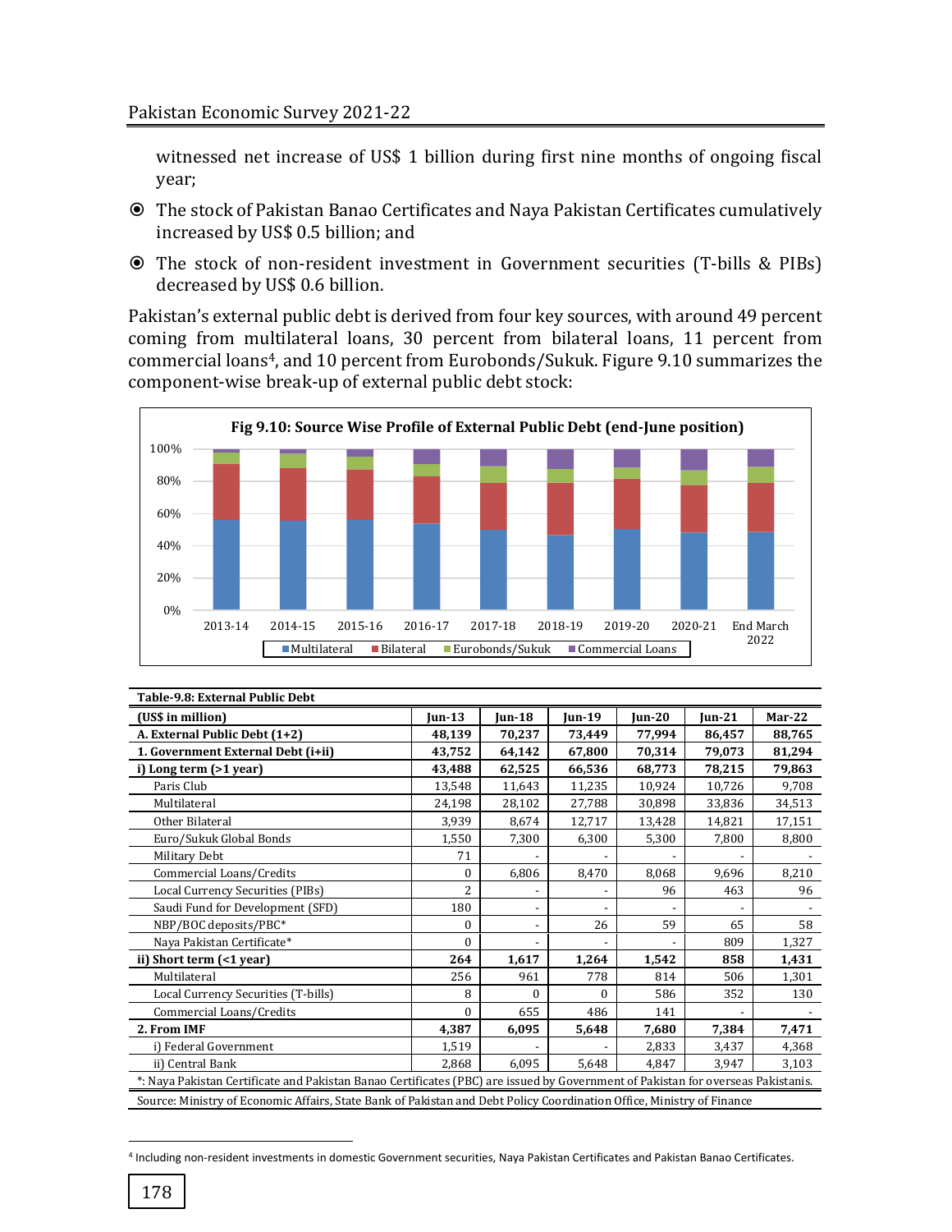witnessed net increase of US$ 1 billion during first nine months of ongoing fiscal year;

- The stock of Pakistan Banao Certificates and Naya Pakistan Certificates cumulatively increased by US$ 0.5 billion; and
- The stock of non-resident investment in Government securities (T-bills & PIBs) decreased by US$ 0.6 billion.

Pakistan's external public debt is derived from four key sources, with around 49 percent coming from multilateral loans, 30 percent from bilateral loans, 11 percent from commercial loans[4], and 10 percent from Eurobonds/Sukuk. Figure 9.10 summarizes the component-wise break-up of external public debt stock:

**Fig 9.10: Source Wise Profile of External Public Debt (end-June position)**

| Table-9.8: External Public Debt | | | | | | |
|---|---|---|---|---|---|---|
| **(US$ in million)** | **Jun-13** | **Jun-18** | **Jun-19** | **Jun-20** | **Jun-21** | **Mar-22** |
| **A. External Public Debt (1+2)** | **48,139** | **70,237** | **73,449** | **77,994** | **86,457** | **88,765** |
| **1. Government External Debt (i+ii)** | **43,752** | **64,142** | **67,800** | **70,314** | **79,073** | **81,294** |
| **i) Long term (>1 year)** | **43,488** | **62,525** | **66,536** | **68,773** | **78,215** | **79,863** |
| Paris Club | 13,548 | 11,643 | 11,235 | 10,924 | 10,726 | 9,708 |
| Multilateral | 24,198 | 28,102 | 27,788 | 30,898 | 33,836 | 34,513 |
| Other Bilateral | 3,939 | 8,674 | 12,717 | 13,428 | 14,821 | 17,151 |
| Euro/Sukuk Global Bonds | 1,550 | 7,300 | 6,300 | 5,300 | 7,800 | 8,800 |
| Military Debt | 71 | - | - | - | - | - |
| Commercial Loans/Credits | 0 | 6,806 | 8,470 | 8,068 | 9,696 | 8,210 |
| Local Currency Securities (PIBs) | 2 | - | - | 96 | 463 | 96 |
| Saudi Fund for Development (SFD) | 180 | - | - | - | - | - |
| NBP/BOC deposits/PBC* | 0 | - | 26 | 59 | 65 | 58 |
| Naya Pakistan Certificate* | 0 | - | - | - | 809 | 1,327 |
| **ii) Short term (<1 year)** | **264** | **1,617** | **1,264** | **1,542** | **858** | **1,431** |
| Multilateral | 256 | 961 | 778 | 814 | 506 | 1,301 |
| Local Currency Securities (T-bills) | 8 | 0 | 0 | 586 | 352 | 130 |
| Commercial Loans/Credits | 0 | 655 | 486 | 141 | - | - |
| **2. From IMF** | **4,387** | **6,095** | **5,648** | **7,680** | **7,384** | **7,471** |
| i) Federal Government | 1,519 | - | - | 2,833 | 3,437 | 4,368 |
| ii) Central Bank | 2,868 | 6,095 | 5,648 | 4,847 | 3,947 | 3,103 |

*: Naya Pakistan Certificate and Pakistan Banao Certificates (PBC) are issued by Government of Pakistan for overseas Pakistanis.

Source: Ministry of Economic Affairs, State Bank of Pakistan and Debt Policy Coordination Office, Ministry of Finance

[4] Including non-resident investments in domestic Government securities, Naya Pakistan Certificates and Pakistan Banao Certificates.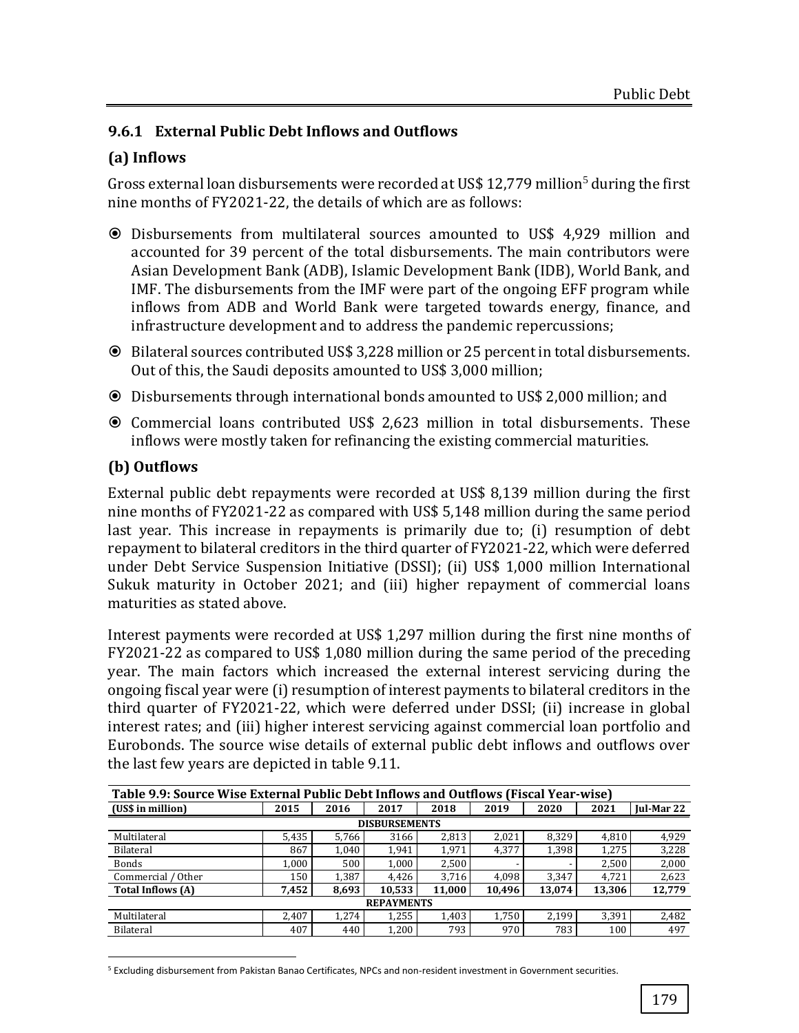### 9.6.1 External Public Debt Inflows and Outflows

#### (a) Inflows

Gross external loan disbursements were recorded at US$ 12,779 million[5] during the first nine months of FY2021-22, the details of which are as follows:

- Disbursements from multilateral sources amounted to US$ 4,929 million and accounted for 39 percent of the total disbursements. The main contributors were Asian Development Bank (ADB), Islamic Development Bank (IDB), World Bank, and IMF. The disbursements from the IMF were part of the ongoing EFF program while inflows from ADB and World Bank were targeted towards energy, finance, and infrastructure development and to address the pandemic repercussions;
- Bilateral sources contributed US$ 3,228 million or 25 percent in total disbursements. Out of this, the Saudi deposits amounted to US$ 3,000 million;
- Disbursements through international bonds amounted to US$ 2,000 million; and
- Commercial loans contributed US$ 2,623 million in total disbursements. These inflows were mostly taken for refinancing the existing commercial maturities.

#### (b) Outflows

External public debt repayments were recorded at US$ 8,139 million during the first nine months of FY2021-22 as compared with US$ 5,148 million during the same period last year. This increase in repayments is primarily due to; (i) resumption of debt repayment to bilateral creditors in the third quarter of FY2021-22, which were deferred under Debt Service Suspension Initiative (DSSI); (ii) US$ 1,000 million International Sukuk maturity in October 2021; and (iii) higher repayment of commercial loans maturities as stated above.

Interest payments were recorded at US$ 1,297 million during the first nine months of FY2021-22 as compared to US$ 1,080 million during the same period of the preceding year. The main factors which increased the external interest servicing during the ongoing fiscal year were (i) resumption of interest payments to bilateral creditors in the third quarter of FY2021-22, which were deferred under DSSI; (ii) increase in global interest rates; and (iii) higher interest servicing against commercial loan portfolio and Eurobonds. The source wise details of external public debt inflows and outflows over the last few years are depicted in table 9.11.

**Table 9.9: Source Wise External Public Debt Inflows and Outflows (Fiscal Year-wise)**

| (US$ in million) | 2015 | 2016 | 2017 | 2018 | 2019 | 2020 | 2021 | Jul-Mar 22 |
|---|---|---|---|---|---|---|---|---|
| **DISBURSEMENTS** | | | | | | | | |
| Multilateral | 5,435 | 5,766 | 3166 | 2,813 | 2,021 | 8,329 | 4,810 | 4,929 |
| Bilateral | 867 | 1,040 | 1,941 | 1,971 | 4,377 | 1,398 | 1,275 | 3,228 |
| Bonds | 1,000 | 500 | 1,000 | 2,500 | - | - | 2,500 | 2,000 |
| Commercial / Other | 150 | 1,387 | 4,426 | 3,716 | 4,098 | 3,347 | 4,721 | 2,623 |
| **Total Inflows (A)** | **7,452** | **8,693** | **10,533** | **11,000** | **10,496** | **13,074** | **13,306** | **12,779** |
| **REPAYMENTS** | | | | | | | | |
| Multilateral | 2,407 | 1,274 | 1,255 | 1,403 | 1,750 | 2,199 | 3,391 | 2,482 |
| Bilateral | 407 | 440 | 1,200 | 793 | 970 | 783 | 100 | 497 |

[5] Excluding disbursement from Pakistan Banao Certificates, NPCs and non-resident investment in Government securities.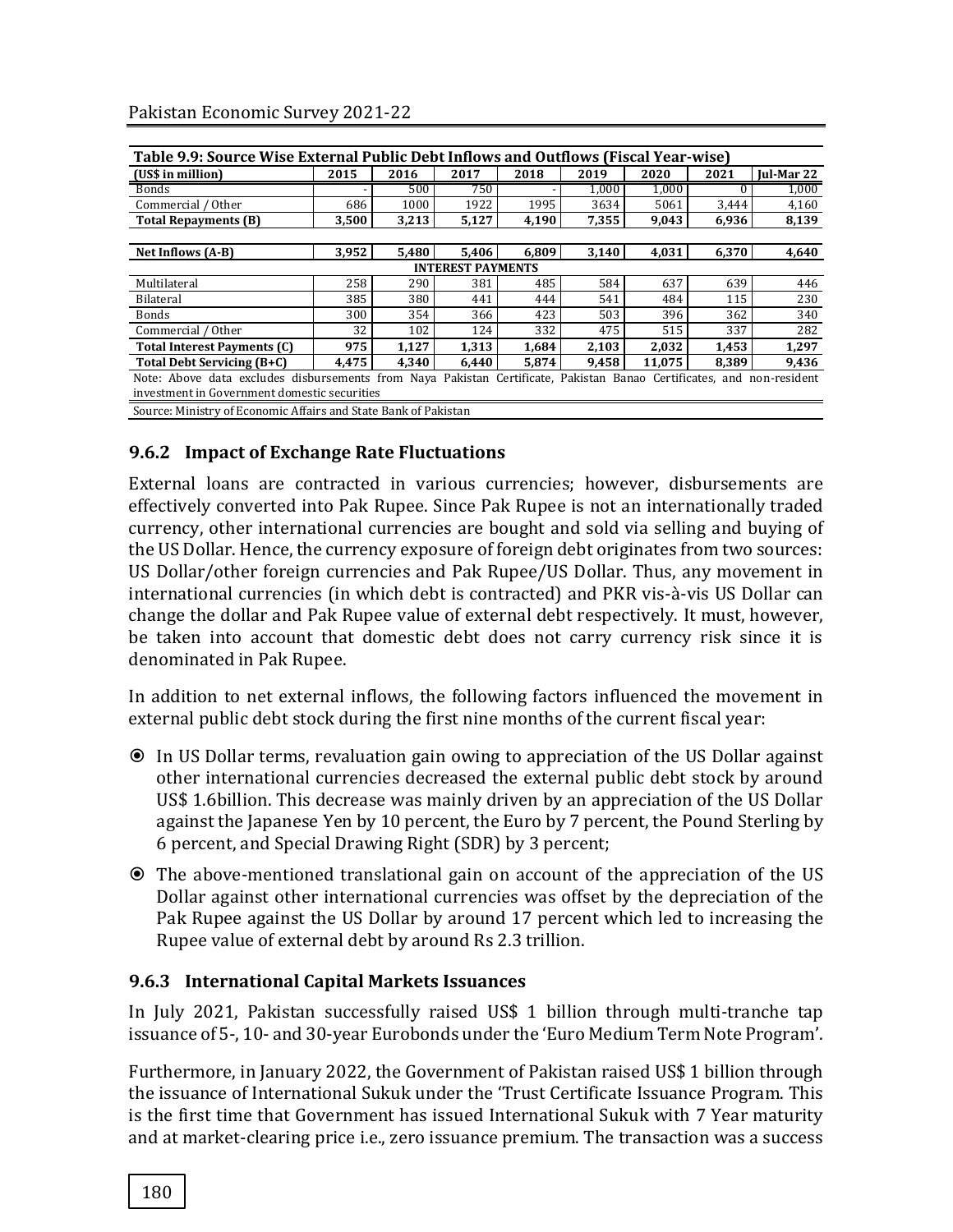**Table 9.9: Source Wise External Public Debt Inflows and Outflows (Fiscal Year-wise)**

| (US$ in million) | 2015 | 2016 | 2017 | 2018 | 2019 | 2020 | 2021 | Jul-Mar 22 |
|---|---|---|---|---|---|---|---|---|
| Bonds | - | 500 | 750 | - | 1,000 | 1,000 | 0 | 1,000 |
| Commercial / Other | 686 | 1000 | 1922 | 1995 | 3634 | 5061 | 3,444 | 4,160 |
| **Total Repayments (B)** | **3,500** | **3,213** | **5,127** | **4,190** | **7,355** | **9,043** | **6,936** | **8,139** |
| | | | | | | | | |
| **Net Inflows (A-B)** | **3,952** | **5,480** | **5,406** | **6,809** | **3,140** | **4,031** | **6,370** | **4,640** |
| **INTEREST PAYMENTS** | | | | | | | | |
| Multilateral | 258 | 290 | 381 | 485 | 584 | 637 | 639 | 446 |
| Bilateral | 385 | 380 | 441 | 444 | 541 | 484 | 115 | 230 |
| Bonds | 300 | 354 | 366 | 423 | 503 | 396 | 362 | 340 |
| Commercial / Other | 32 | 102 | 124 | 332 | 475 | 515 | 337 | 282 |
| **Total Interest Payments (C)** | **975** | **1,127** | **1,313** | **1,684** | **2,103** | **2,032** | **1,453** | **1,297** |
| **Total Debt Servicing (B+C)** | **4,475** | **4,340** | **6,440** | **5,874** | **9,458** | **11,075** | **8,389** | **9,436** |

Note: Above data excludes disbursements from Naya Pakistan Certificate, Pakistan Banao Certificates, and non-resident investment in Government domestic securities

Source: Ministry of Economic Affairs and State Bank of Pakistan

### 9.6.2 Impact of Exchange Rate Fluctuations

External loans are contracted in various currencies; however, disbursements are effectively converted into Pak Rupee. Since Pak Rupee is not an internationally traded currency, other international currencies are bought and sold via selling and buying of the US Dollar. Hence, the currency exposure of foreign debt originates from two sources: US Dollar/other foreign currencies and Pak Rupee/US Dollar. Thus, any movement in international currencies (in which debt is contracted) and PKR vis-à-vis US Dollar can change the dollar and Pak Rupee value of external debt respectively. It must, however, be taken into account that domestic debt does not carry currency risk since it is denominated in Pak Rupee.

In addition to net external inflows, the following factors influenced the movement in external public debt stock during the first nine months of the current fiscal year:

- In US Dollar terms, revaluation gain owing to appreciation of the US Dollar against other international currencies decreased the external public debt stock by around US$ 1.6billion. This decrease was mainly driven by an appreciation of the US Dollar against the Japanese Yen by 10 percent, the Euro by 7 percent, the Pound Sterling by 6 percent, and Special Drawing Right (SDR) by 3 percent;
- The above-mentioned translational gain on account of the appreciation of the US Dollar against other international currencies was offset by the depreciation of the Pak Rupee against the US Dollar by around 17 percent which led to increasing the Rupee value of external debt by around Rs 2.3 trillion.

### 9.6.3 International Capital Markets Issuances

In July 2021, Pakistan successfully raised US$ 1 billion through multi-tranche tap issuance of 5-, 10- and 30-year Eurobonds under the 'Euro Medium Term Note Program'.

Furthermore, in January 2022, the Government of Pakistan raised US$ 1 billion through the issuance of International Sukuk under the 'Trust Certificate Issuance Program. This is the first time that Government has issued International Sukuk with 7 Year maturity and at market-clearing price i.e., zero issuance premium. The transaction was a success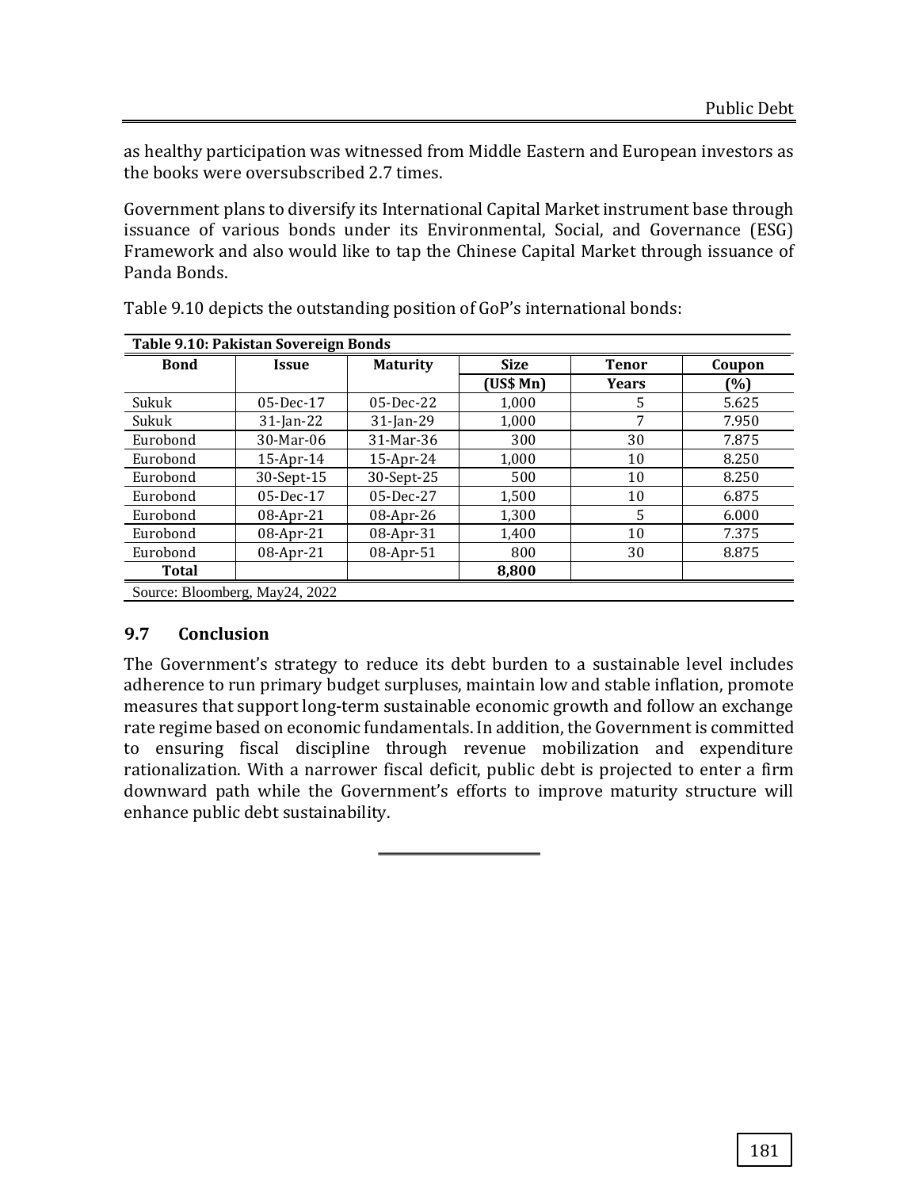as healthy participation was witnessed from Middle Eastern and European investors as the books were oversubscribed 2.7 times.

Government plans to diversify its International Capital Market instrument base through issuance of various bonds under its Environmental, Social, and Governance (ESG) Framework and also would like to tap the Chinese Capital Market through issuance of Panda Bonds.

Table 9.10 depicts the outstanding position of GoP's international bonds:

**Table 9.10: Pakistan Sovereign Bonds**

| Bond | Issue | Maturity | Size (US$ Mn) | Tenor Years | Coupon (%) |
|---|---|---|---|---|---|
| Sukuk | 05-Dec-17 | 05-Dec-22 | 1,000 | 5 | 5.625 |
| Sukuk | 31-Jan-22 | 31-Jan-29 | 1,000 | 7 | 7.950 |
| Eurobond | 30-Mar-06 | 31-Mar-36 | 300 | 30 | 7.875 |
| Eurobond | 15-Apr-14 | 15-Apr-24 | 1,000 | 10 | 8.250 |
| Eurobond | 30-Sept-15 | 30-Sept-25 | 500 | 10 | 8.250 |
| Eurobond | 05-Dec-17 | 05-Dec-27 | 1,500 | 10 | 6.875 |
| Eurobond | 08-Apr-21 | 08-Apr-26 | 1,300 | 5 | 6.000 |
| Eurobond | 08-Apr-21 | 08-Apr-31 | 1,400 | 10 | 7.375 |
| Eurobond | 08-Apr-21 | 08-Apr-51 | 800 | 30 | 8.875 |
| **Total** | | | **8,800** | | |

Source: Bloomberg, May24, 2022

## 9.7 Conclusion

The Government's strategy to reduce its debt burden to a sustainable level includes adherence to run primary budget surpluses, maintain low and stable inflation, promote measures that support long-term sustainable economic growth and follow an exchange rate regime based on economic fundamentals. In addition, the Government is committed to ensuring fiscal discipline through revenue mobilization and expenditure rationalization. With a narrower fiscal deficit, public debt is projected to enter a firm downward path while the Government's efforts to improve maturity structure will enhance public debt sustainability.